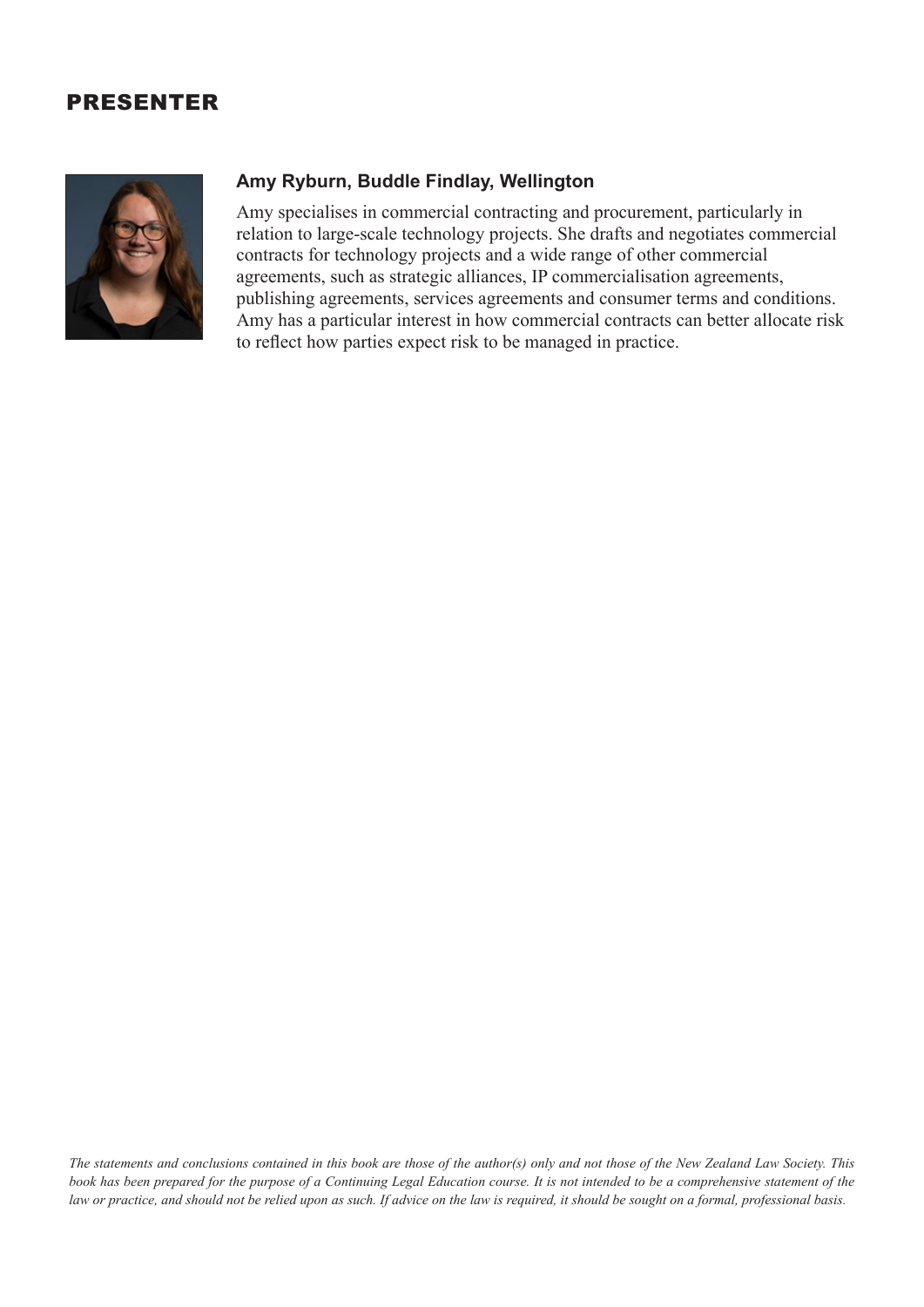# PRESENTER

**Amy Ryburn, Buddle Findlay, Wellington**

Amy specialises in commercial contracting and procurement, particularly in relation to large-scale technology projects. She drafts and negotiates commercial contracts for technology projects and a wide range of other commercial agreements, such as strategic alliances, IP commercialisation agreements, publishing agreements, services agreements and consumer terms and conditions. Amy has a particular interest in how commercial contracts can better allocate risk to reflect how parties expect risk to be managed in practice.

*The statements and conclusions contained in this book are those of the author(s) only and not those of the New Zealand Law Society. This book has been prepared for the purpose of a Continuing Legal Education course. It is not intended to be a comprehensive statement of the law or practice, and should not be relied upon as such. If advice on the law is required, it should be sought on a formal, professional basis.*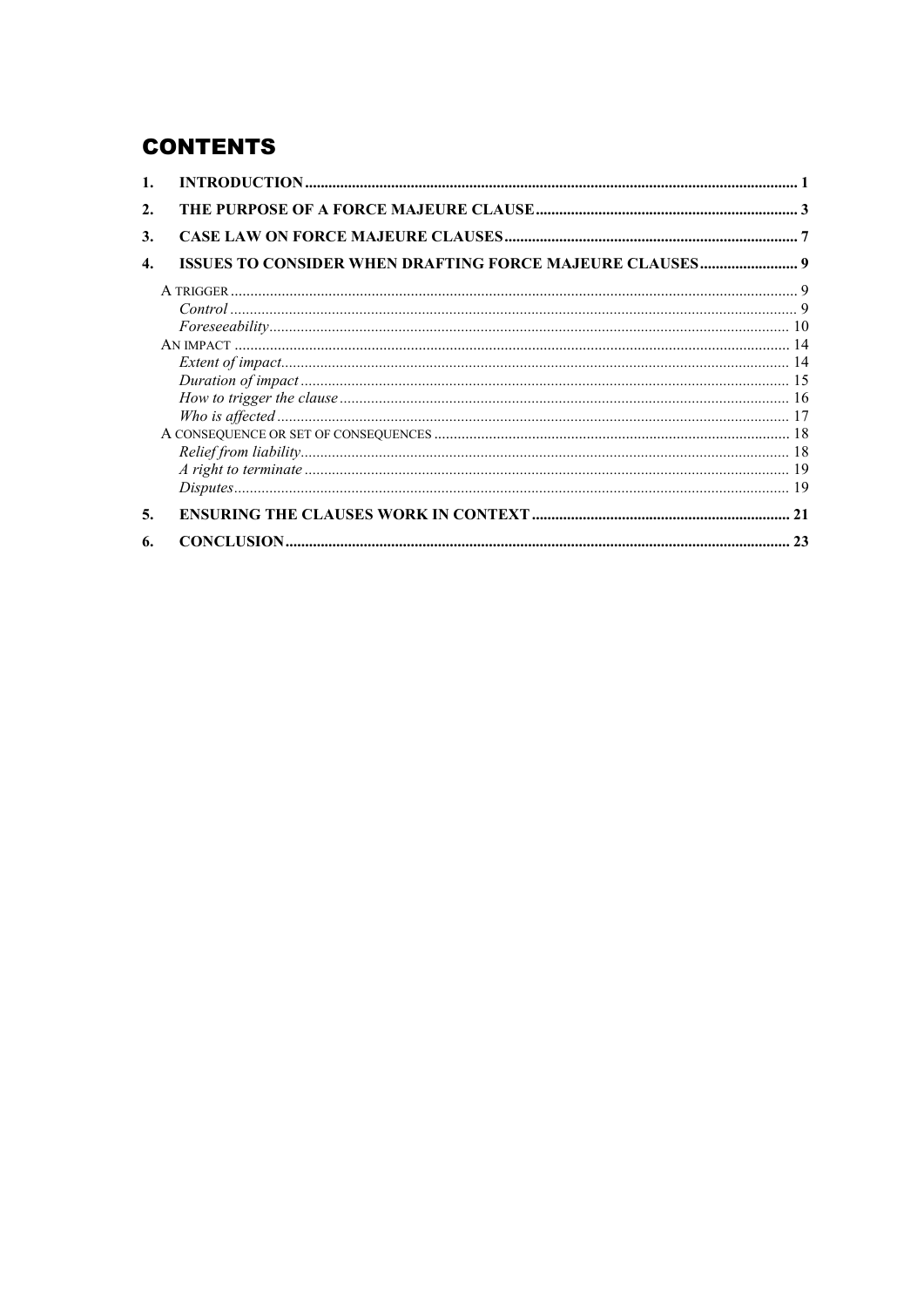# CONTENTS

1. **INTRODUCTION** ........ 1
2. **THE PURPOSE OF A FORCE MAJEURE CLAUSE** ........ 3
3. **CASE LAW ON FORCE MAJEURE CLAUSES** ........ 7
4. **ISSUES TO CONSIDER WHEN DRAFTING FORCE MAJEURE CLAUSES** ........ 9
   - A TRIGGER ........ 9
     - *Control* ........ 9
     - *Foreseeability* ........ 10
   - AN IMPACT ........ 14
     - *Extent of impact* ........ 14
     - *Duration of impact* ........ 15
     - *How to trigger the clause* ........ 16
     - *Who is affected* ........ 17
   - A CONSEQUENCE OR SET OF CONSEQUENCES ........ 18
     - *Relief from liability* ........ 18
     - *A right to terminate* ........ 19
     - *Disputes* ........ 19
5. **ENSURING THE CLAUSES WORK IN CONTEXT** ........ 21
6. **CONCLUSION** ........ 23